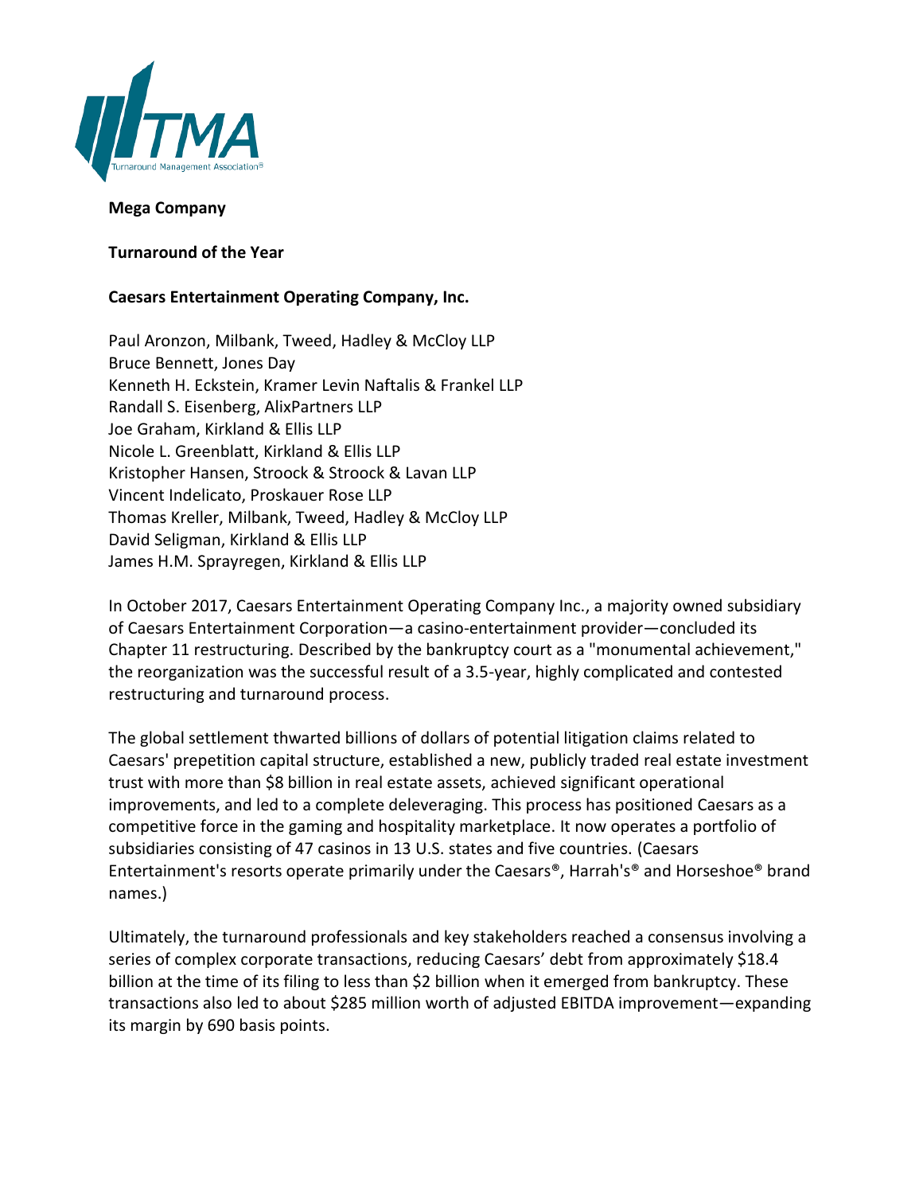**Mega Company**

**Turnaround of the Year**

**Caesars Entertainment Operating Company, Inc.**

Paul Aronzon, Milbank, Tweed, Hadley & McCloy LLP
Bruce Bennett, Jones Day
Kenneth H. Eckstein, Kramer Levin Naftalis & Frankel LLP
Randall S. Eisenberg, AlixPartners LLP
Joe Graham, Kirkland & Ellis LLP
Nicole L. Greenblatt, Kirkland & Ellis LLP
Kristopher Hansen, Stroock & Stroock & Lavan LLP
Vincent Indelicato, Proskauer Rose LLP
Thomas Kreller, Milbank, Tweed, Hadley & McCloy LLP
David Seligman, Kirkland & Ellis LLP
James H.M. Sprayregen, Kirkland & Ellis LLP

In October 2017, Caesars Entertainment Operating Company Inc., a majority owned subsidiary of Caesars Entertainment Corporation—a casino-entertainment provider—concluded its Chapter 11 restructuring. Described by the bankruptcy court as a "monumental achievement," the reorganization was the successful result of a 3.5-year, highly complicated and contested restructuring and turnaround process.

The global settlement thwarted billions of dollars of potential litigation claims related to Caesars' prepetition capital structure, established a new, publicly traded real estate investment trust with more than $8 billion in real estate assets, achieved significant operational improvements, and led to a complete deleveraging. This process has positioned Caesars as a competitive force in the gaming and hospitality marketplace. It now operates a portfolio of subsidiaries consisting of 47 casinos in 13 U.S. states and five countries. (Caesars Entertainment's resorts operate primarily under the Caesars®, Harrah's® and Horseshoe® brand names.)

Ultimately, the turnaround professionals and key stakeholders reached a consensus involving a series of complex corporate transactions, reducing Caesars' debt from approximately $18.4 billion at the time of its filing to less than $2 billion when it emerged from bankruptcy. These transactions also led to about $285 million worth of adjusted EBITDA improvement—expanding its margin by 690 basis points.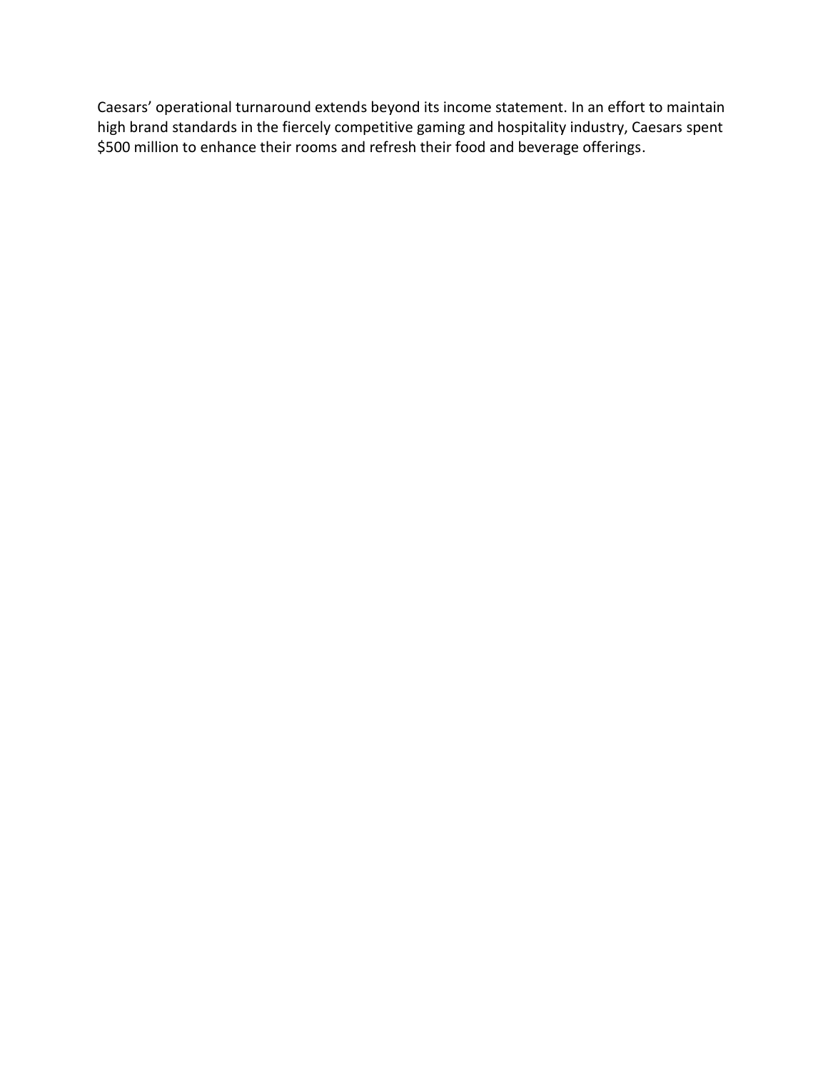Caesars' operational turnaround extends beyond its income statement. In an effort to maintain high brand standards in the fiercely competitive gaming and hospitality industry, Caesars spent $500 million to enhance their rooms and refresh their food and beverage offerings.